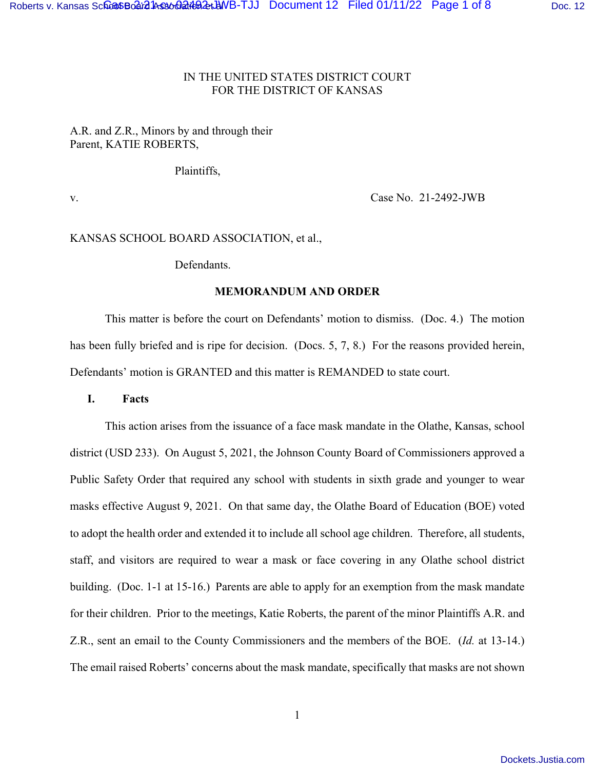IN THE UNITED STATES DISTRICT COURT
FOR THE DISTRICT OF KANSAS

A.R. and Z.R., Minors by and through their
Parent, KATIE ROBERTS,

Plaintiffs,

v. Case No. 21-2492-JWB

KANSAS SCHOOL BOARD ASSOCIATION, et al.,

Defendants.

**MEMORANDUM AND ORDER**

This matter is before the court on Defendants' motion to dismiss. (Doc. 4.) The motion has been fully briefed and is ripe for decision. (Docs. 5, 7, 8.) For the reasons provided herein, Defendants' motion is GRANTED and this matter is REMANDED to state court.

## I. Facts

This action arises from the issuance of a face mask mandate in the Olathe, Kansas, school district (USD 233). On August 5, 2021, the Johnson County Board of Commissioners approved a Public Safety Order that required any school with students in sixth grade and younger to wear masks effective August 9, 2021. On that same day, the Olathe Board of Education (BOE) voted to adopt the health order and extended it to include all school age children. Therefore, all students, staff, and visitors are required to wear a mask or face covering in any Olathe school district building. (Doc. 1-1 at 15-16.) Parents are able to apply for an exemption from the mask mandate for their children. Prior to the meetings, Katie Roberts, the parent of the minor Plaintiffs A.R. and Z.R., sent an email to the County Commissioners and the members of the BOE. (*Id.* at 13-14.) The email raised Roberts' concerns about the mask mandate, specifically that masks are not shown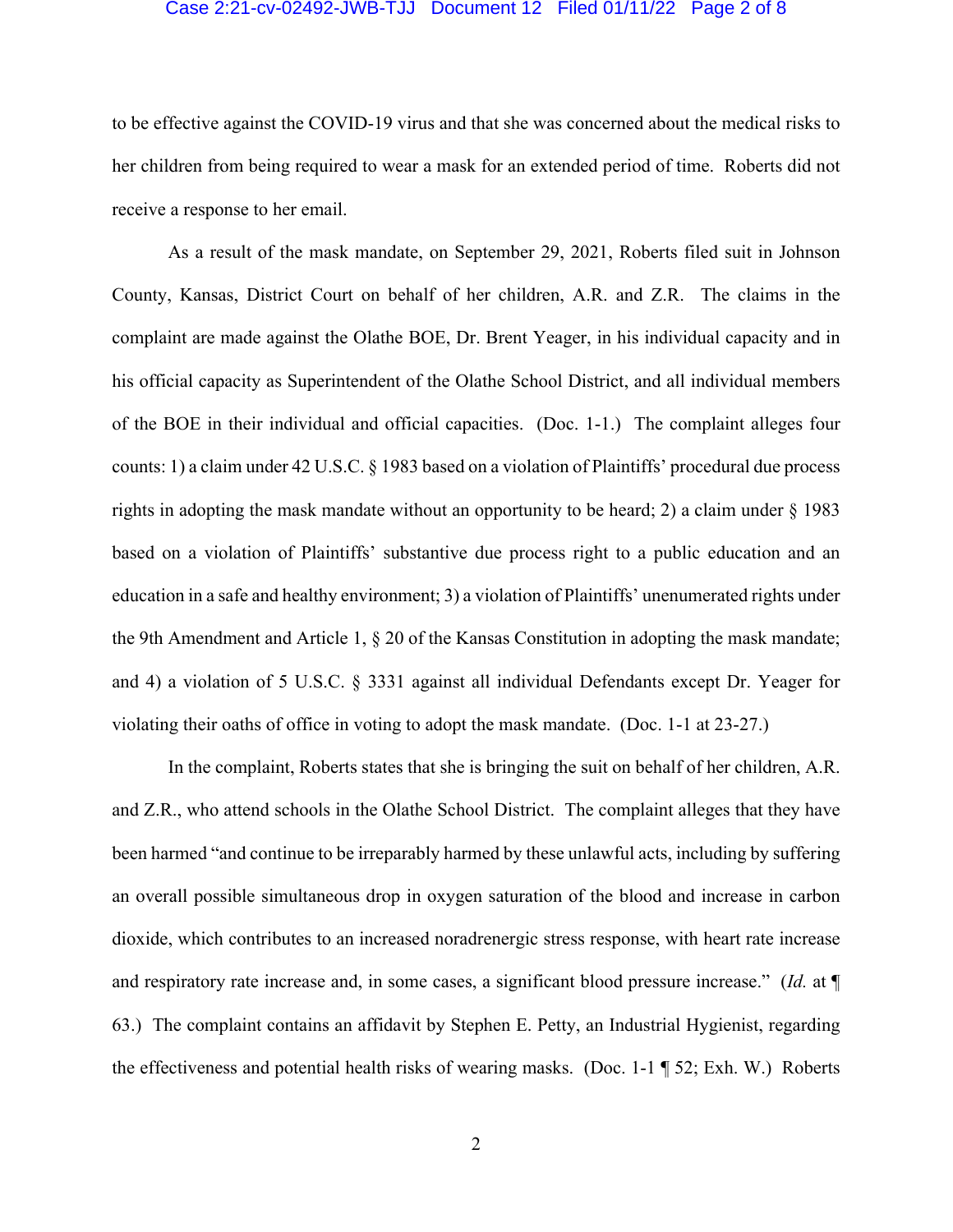to be effective against the COVID-19 virus and that she was concerned about the medical risks to her children from being required to wear a mask for an extended period of time. Roberts did not receive a response to her email.

As a result of the mask mandate, on September 29, 2021, Roberts filed suit in Johnson County, Kansas, District Court on behalf of her children, A.R. and Z.R. The claims in the complaint are made against the Olathe BOE, Dr. Brent Yeager, in his individual capacity and in his official capacity as Superintendent of the Olathe School District, and all individual members of the BOE in their individual and official capacities. (Doc. 1-1.) The complaint alleges four counts: 1) a claim under 42 U.S.C. § 1983 based on a violation of Plaintiffs' procedural due process rights in adopting the mask mandate without an opportunity to be heard; 2) a claim under § 1983 based on a violation of Plaintiffs' substantive due process right to a public education and an education in a safe and healthy environment; 3) a violation of Plaintiffs' unenumerated rights under the 9th Amendment and Article 1, § 20 of the Kansas Constitution in adopting the mask mandate; and 4) a violation of 5 U.S.C. § 3331 against all individual Defendants except Dr. Yeager for violating their oaths of office in voting to adopt the mask mandate. (Doc. 1-1 at 23-27.)

In the complaint, Roberts states that she is bringing the suit on behalf of her children, A.R. and Z.R., who attend schools in the Olathe School District. The complaint alleges that they have been harmed "and continue to be irreparably harmed by these unlawful acts, including by suffering an overall possible simultaneous drop in oxygen saturation of the blood and increase in carbon dioxide, which contributes to an increased noradrenergic stress response, with heart rate increase and respiratory rate increase and, in some cases, a significant blood pressure increase." (*Id.* at ¶ 63.) The complaint contains an affidavit by Stephen E. Petty, an Industrial Hygienist, regarding the effectiveness and potential health risks of wearing masks. (Doc. 1-1 ¶ 52; Exh. W.) Roberts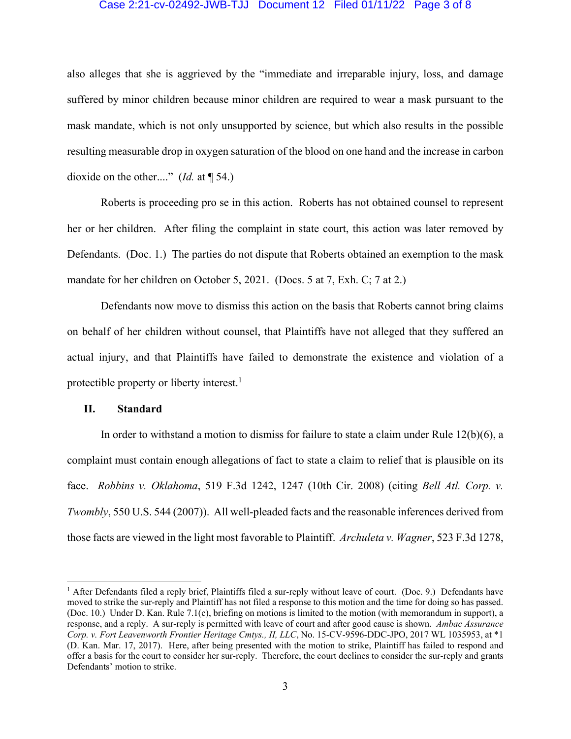also alleges that she is aggrieved by the "immediate and irreparable injury, loss, and damage suffered by minor children because minor children are required to wear a mask pursuant to the mask mandate, which is not only unsupported by science, but which also results in the possible resulting measurable drop in oxygen saturation of the blood on one hand and the increase in carbon dioxide on the other...." (*Id.* at ¶ 54.)

Roberts is proceeding pro se in this action. Roberts has not obtained counsel to represent her or her children. After filing the complaint in state court, this action was later removed by Defendants. (Doc. 1.) The parties do not dispute that Roberts obtained an exemption to the mask mandate for her children on October 5, 2021. (Docs. 5 at 7, Exh. C; 7 at 2.)

Defendants now move to dismiss this action on the basis that Roberts cannot bring claims on behalf of her children without counsel, that Plaintiffs have not alleged that they suffered an actual injury, and that Plaintiffs have failed to demonstrate the existence and violation of a protectible property or liberty interest.[1]

## II. Standard

In order to withstand a motion to dismiss for failure to state a claim under Rule 12(b)(6), a complaint must contain enough allegations of fact to state a claim to relief that is plausible on its face. *Robbins v. Oklahoma*, 519 F.3d 1242, 1247 (10th Cir. 2008) (citing *Bell Atl. Corp. v. Twombly*, 550 U.S. 544 (2007)). All well-pleaded facts and the reasonable inferences derived from those facts are viewed in the light most favorable to Plaintiff. *Archuleta v. Wagner*, 523 F.3d 1278,

---

[1] After Defendants filed a reply brief, Plaintiffs filed a sur-reply without leave of court. (Doc. 9.) Defendants have moved to strike the sur-reply and Plaintiff has not filed a response to this motion and the time for doing so has passed. (Doc. 10.) Under D. Kan. Rule 7.1(c), briefing on motions is limited to the motion (with memorandum in support), a response, and a reply. A sur-reply is permitted with leave of court and after good cause is shown. *Ambac Assurance Corp. v. Fort Leavenworth Frontier Heritage Cmtys., II, LLC*, No. 15-CV-9596-DDC-JPO, 2017 WL 1035953, at *1 (D. Kan. Mar. 17, 2017). Here, after being presented with the motion to strike, Plaintiff has failed to respond and offer a basis for the court to consider her sur-reply. Therefore, the court declines to consider the sur-reply and grants Defendants' motion to strike.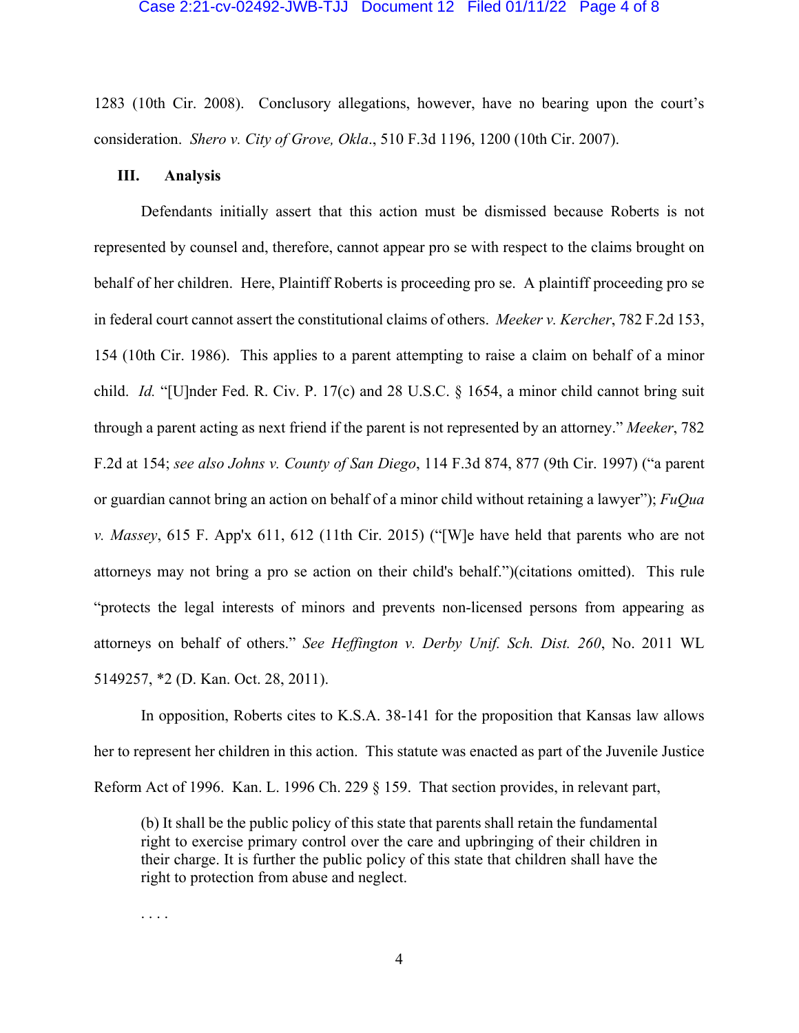1283 (10th Cir. 2008). Conclusory allegations, however, have no bearing upon the court's consideration. *Shero v. City of Grove, Okla*., 510 F.3d 1196, 1200 (10th Cir. 2007).

### III. Analysis

Defendants initially assert that this action must be dismissed because Roberts is not represented by counsel and, therefore, cannot appear pro se with respect to the claims brought on behalf of her children. Here, Plaintiff Roberts is proceeding pro se. A plaintiff proceeding pro se in federal court cannot assert the constitutional claims of others. *Meeker v. Kercher*, 782 F.2d 153, 154 (10th Cir. 1986). This applies to a parent attempting to raise a claim on behalf of a minor child. *Id.* "[U]nder Fed. R. Civ. P. 17(c) and 28 U.S.C. § 1654, a minor child cannot bring suit through a parent acting as next friend if the parent is not represented by an attorney." *Meeker*, 782 F.2d at 154; *see also Johns v. County of San Diego*, 114 F.3d 874, 877 (9th Cir. 1997) ("a parent or guardian cannot bring an action on behalf of a minor child without retaining a lawyer"); *FuQua v. Massey*, 615 F. App'x 611, 612 (11th Cir. 2015) ("[W]e have held that parents who are not attorneys may not bring a pro se action on their child's behalf.")(citations omitted). This rule "protects the legal interests of minors and prevents non-licensed persons from appearing as attorneys on behalf of others." *See Heffington v. Derby Unif. Sch. Dist. 260*, No. 2011 WL 5149257, *2 (D. Kan. Oct. 28, 2011).

In opposition, Roberts cites to K.S.A. 38-141 for the proposition that Kansas law allows her to represent her children in this action. This statute was enacted as part of the Juvenile Justice Reform Act of 1996. Kan. L. 1996 Ch. 229 § 159. That section provides, in relevant part,

> (b) It shall be the public policy of this state that parents shall retain the fundamental right to exercise primary control over the care and upbringing of their children in their charge. It is further the public policy of this state that children shall have the right to protection from abuse and neglect.
>
> . . . .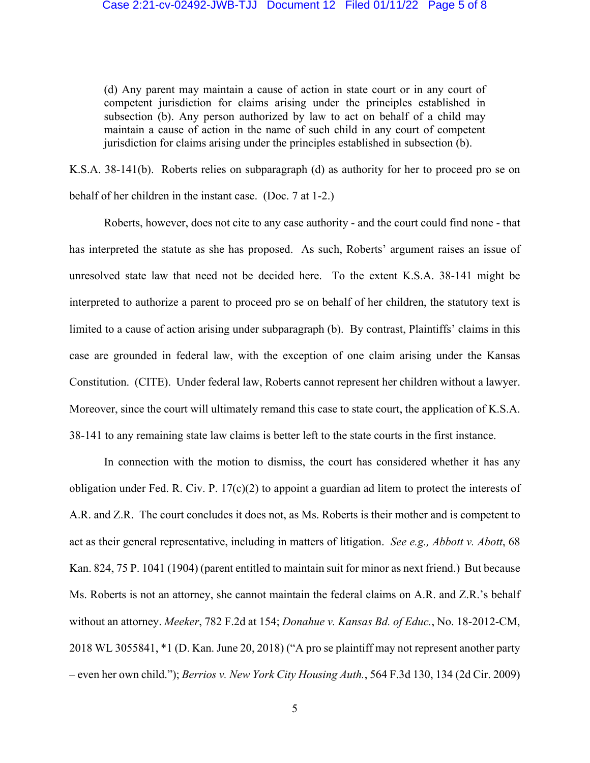> (d) Any parent may maintain a cause of action in state court or in any court of competent jurisdiction for claims arising under the principles established in subsection (b). Any person authorized by law to act on behalf of a child may maintain a cause of action in the name of such child in any court of competent jurisdiction for claims arising under the principles established in subsection (b).

K.S.A. 38-141(b). Roberts relies on subparagraph (d) as authority for her to proceed pro se on behalf of her children in the instant case. (Doc. 7 at 1-2.)

Roberts, however, does not cite to any case authority - and the court could find none - that has interpreted the statute as she has proposed. As such, Roberts' argument raises an issue of unresolved state law that need not be decided here. To the extent K.S.A. 38-141 might be interpreted to authorize a parent to proceed pro se on behalf of her children, the statutory text is limited to a cause of action arising under subparagraph (b). By contrast, Plaintiffs' claims in this case are grounded in federal law, with the exception of one claim arising under the Kansas Constitution. (CITE). Under federal law, Roberts cannot represent her children without a lawyer. Moreover, since the court will ultimately remand this case to state court, the application of K.S.A. 38-141 to any remaining state law claims is better left to the state courts in the first instance.

In connection with the motion to dismiss, the court has considered whether it has any obligation under Fed. R. Civ. P. 17(c)(2) to appoint a guardian ad litem to protect the interests of A.R. and Z.R. The court concludes it does not, as Ms. Roberts is their mother and is competent to act as their general representative, including in matters of litigation. *See e.g., Abbott v. Abott*, 68 Kan. 824, 75 P. 1041 (1904) (parent entitled to maintain suit for minor as next friend.) But because Ms. Roberts is not an attorney, she cannot maintain the federal claims on A.R. and Z.R.'s behalf without an attorney. *Meeker*, 782 F.2d at 154; *Donahue v. Kansas Bd. of Educ.*, No. 18-2012-CM, 2018 WL 3055841, *1 (D. Kan. June 20, 2018) ("A pro se plaintiff may not represent another party – even her own child."); *Berrios v. New York City Housing Auth.*, 564 F.3d 130, 134 (2d Cir. 2009)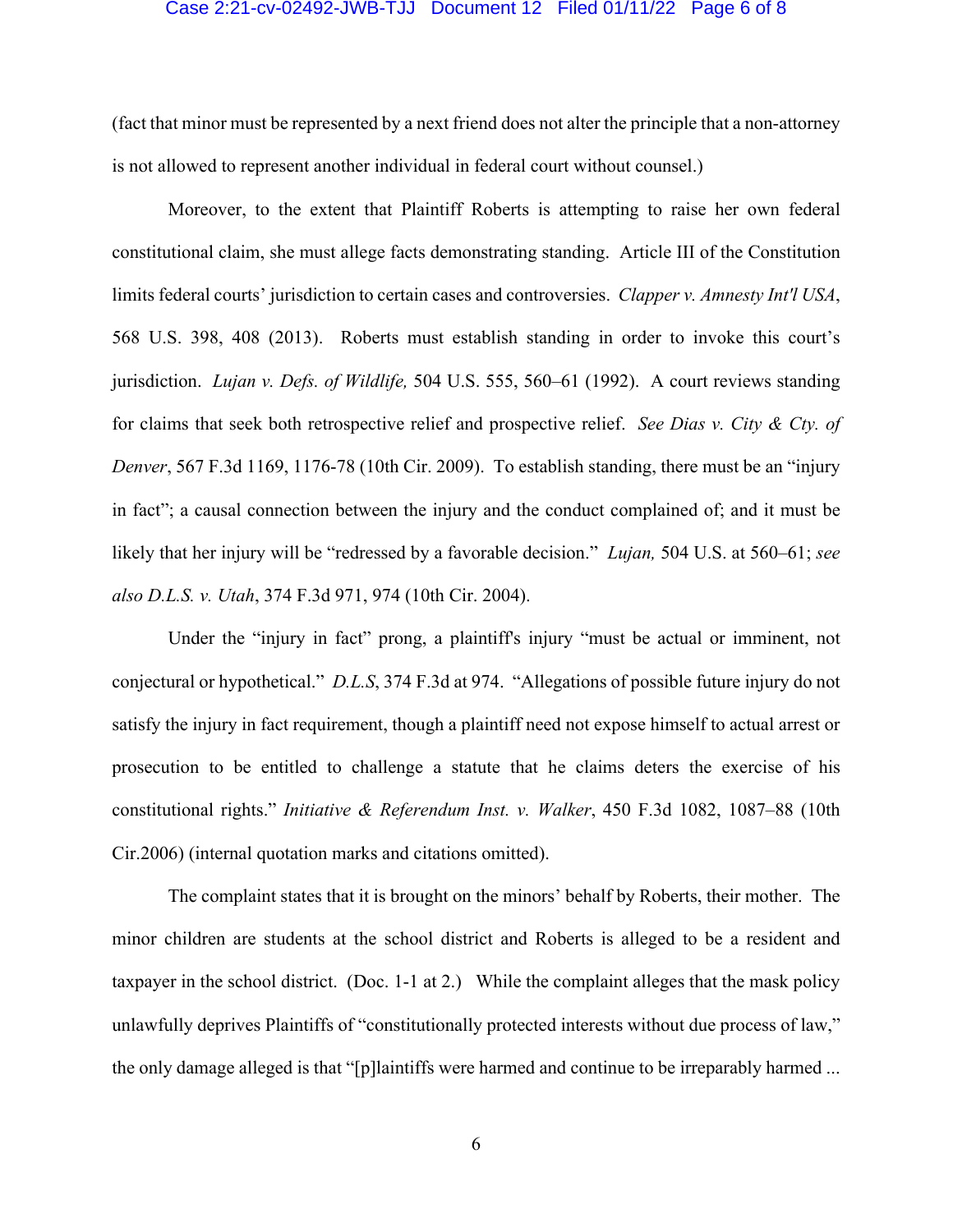(fact that minor must be represented by a next friend does not alter the principle that a non-attorney is not allowed to represent another individual in federal court without counsel.)

Moreover, to the extent that Plaintiff Roberts is attempting to raise her own federal constitutional claim, she must allege facts demonstrating standing. Article III of the Constitution limits federal courts' jurisdiction to certain cases and controversies. *Clapper v. Amnesty Int'l USA*, 568 U.S. 398, 408 (2013). Roberts must establish standing in order to invoke this court's jurisdiction. *Lujan v. Defs. of Wildlife,* 504 U.S. 555, 560–61 (1992). A court reviews standing for claims that seek both retrospective relief and prospective relief. *See Dias v. City & Cty. of Denver*, 567 F.3d 1169, 1176-78 (10th Cir. 2009). To establish standing, there must be an "injury in fact"; a causal connection between the injury and the conduct complained of; and it must be likely that her injury will be "redressed by a favorable decision." *Lujan,* 504 U.S. at 560–61; *see also D.L.S. v. Utah*, 374 F.3d 971, 974 (10th Cir. 2004).

Under the "injury in fact" prong, a plaintiff's injury "must be actual or imminent, not conjectural or hypothetical." *D.L.S*, 374 F.3d at 974. "Allegations of possible future injury do not satisfy the injury in fact requirement, though a plaintiff need not expose himself to actual arrest or prosecution to be entitled to challenge a statute that he claims deters the exercise of his constitutional rights." *Initiative & Referendum Inst. v. Walker*, 450 F.3d 1082, 1087–88 (10th Cir.2006) (internal quotation marks and citations omitted).

The complaint states that it is brought on the minors' behalf by Roberts, their mother. The minor children are students at the school district and Roberts is alleged to be a resident and taxpayer in the school district. (Doc. 1-1 at 2.) While the complaint alleges that the mask policy unlawfully deprives Plaintiffs of "constitutionally protected interests without due process of law," the only damage alleged is that "[p]laintiffs were harmed and continue to be irreparably harmed ...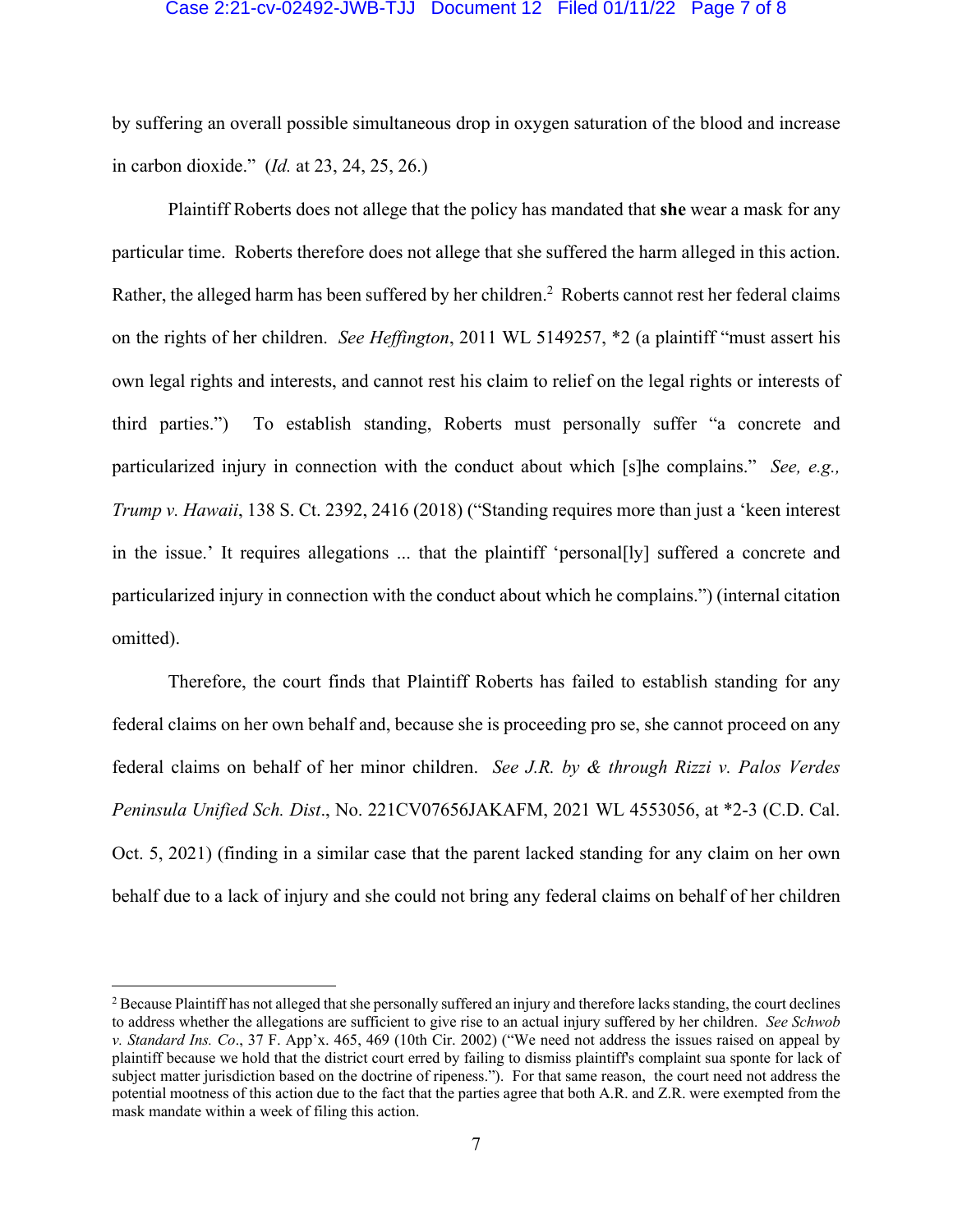by suffering an overall possible simultaneous drop in oxygen saturation of the blood and increase in carbon dioxide." (*Id.* at 23, 24, 25, 26.)

Plaintiff Roberts does not allege that the policy has mandated that **she** wear a mask for any particular time. Roberts therefore does not allege that she suffered the harm alleged in this action. Rather, the alleged harm has been suffered by her children.[2] Roberts cannot rest her federal claims on the rights of her children. *See Heffington*, 2011 WL 5149257, *2 (a plaintiff "must assert his own legal rights and interests, and cannot rest his claim to relief on the legal rights or interests of third parties.") To establish standing, Roberts must personally suffer "a concrete and particularized injury in connection with the conduct about which [s]he complains." *See, e.g., Trump v. Hawaii*, 138 S. Ct. 2392, 2416 (2018) ("Standing requires more than just a 'keen interest in the issue.' It requires allegations ... that the plaintiff 'personal[ly] suffered a concrete and particularized injury in connection with the conduct about which he complains.") (internal citation omitted).

Therefore, the court finds that Plaintiff Roberts has failed to establish standing for any federal claims on her own behalf and, because she is proceeding pro se, she cannot proceed on any federal claims on behalf of her minor children. *See J.R. by & through Rizzi v. Palos Verdes Peninsula Unified Sch. Dist*., No. 221CV07656JAKAFM, 2021 WL 4553056, at *2-3 (C.D. Cal. Oct. 5, 2021) (finding in a similar case that the parent lacked standing for any claim on her own behalf due to a lack of injury and she could not bring any federal claims on behalf of her children

---

[2] Because Plaintiff has not alleged that she personally suffered an injury and therefore lacks standing, the court declines to address whether the allegations are sufficient to give rise to an actual injury suffered by her children. *See Schwob v. Standard Ins. Co*., 37 F. App'x. 465, 469 (10th Cir. 2002) ("We need not address the issues raised on appeal by plaintiff because we hold that the district court erred by failing to dismiss plaintiff's complaint sua sponte for lack of subject matter jurisdiction based on the doctrine of ripeness."). For that same reason, the court need not address the potential mootness of this action due to the fact that the parties agree that both A.R. and Z.R. were exempted from the mask mandate within a week of filing this action.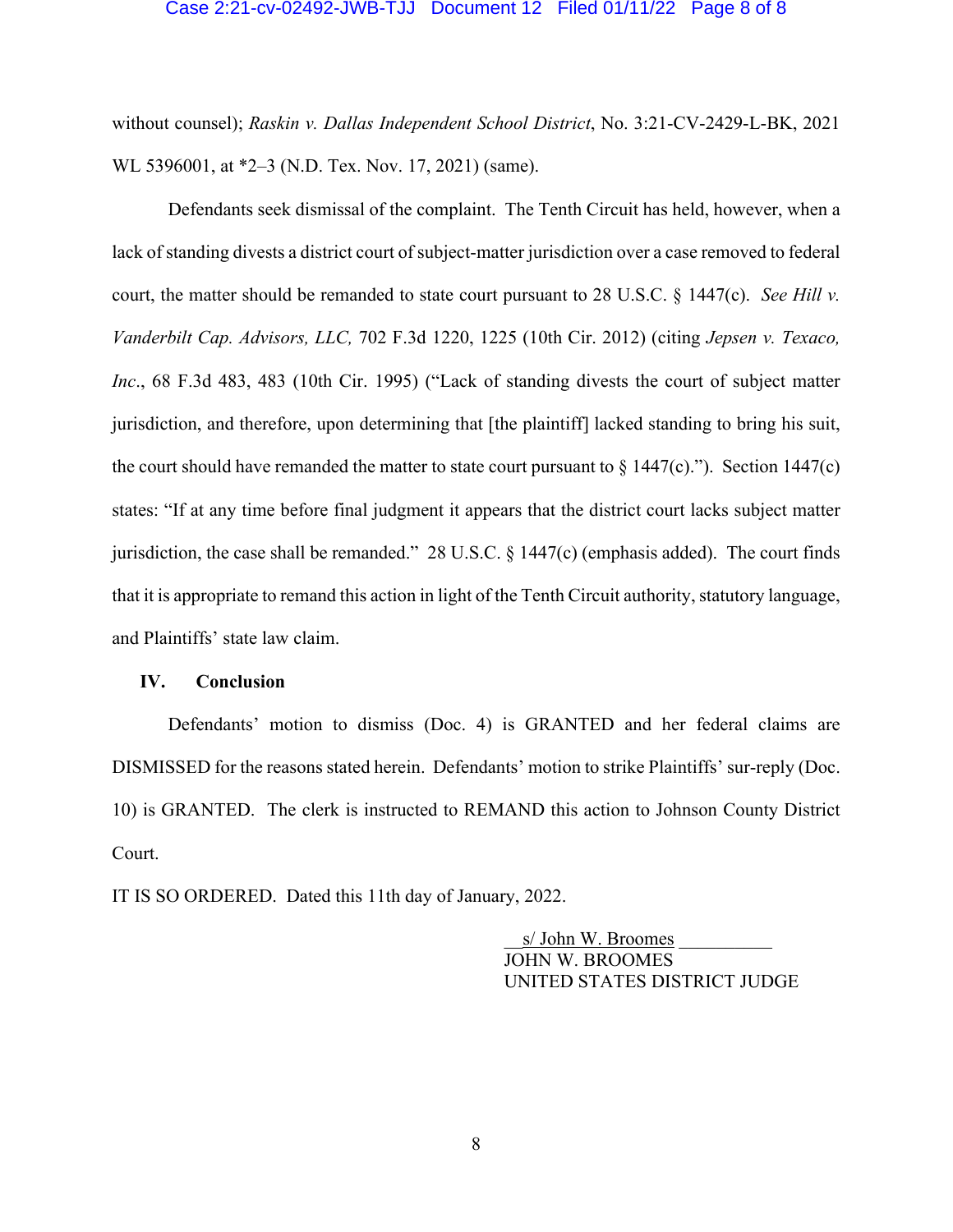without counsel); *Raskin v. Dallas Independent School District*, No. 3:21-CV-2429-L-BK, 2021 WL 5396001, at *2–3 (N.D. Tex. Nov. 17, 2021) (same).

Defendants seek dismissal of the complaint. The Tenth Circuit has held, however, when a lack of standing divests a district court of subject-matter jurisdiction over a case removed to federal court, the matter should be remanded to state court pursuant to 28 U.S.C. § 1447(c). *See Hill v. Vanderbilt Cap. Advisors, LLC,* 702 F.3d 1220, 1225 (10th Cir. 2012) (citing *Jepsen v. Texaco, Inc*., 68 F.3d 483, 483 (10th Cir. 1995) ("Lack of standing divests the court of subject matter jurisdiction, and therefore, upon determining that [the plaintiff] lacked standing to bring his suit, the court should have remanded the matter to state court pursuant to § 1447(c)."). Section 1447(c) states: "If at any time before final judgment it appears that the district court lacks subject matter jurisdiction, the case shall be remanded." 28 U.S.C. § 1447(c) (emphasis added). The court finds that it is appropriate to remand this action in light of the Tenth Circuit authority, statutory language, and Plaintiffs' state law claim.

## IV. Conclusion

Defendants' motion to dismiss (Doc. 4) is GRANTED and her federal claims are DISMISSED for the reasons stated herein. Defendants' motion to strike Plaintiffs' sur-reply (Doc. 10) is GRANTED. The clerk is instructed to REMAND this action to Johnson County District Court.

IT IS SO ORDERED. Dated this 11th day of January, 2022.

s/ John W. Broomes
JOHN W. BROOMES
UNITED STATES DISTRICT JUDGE